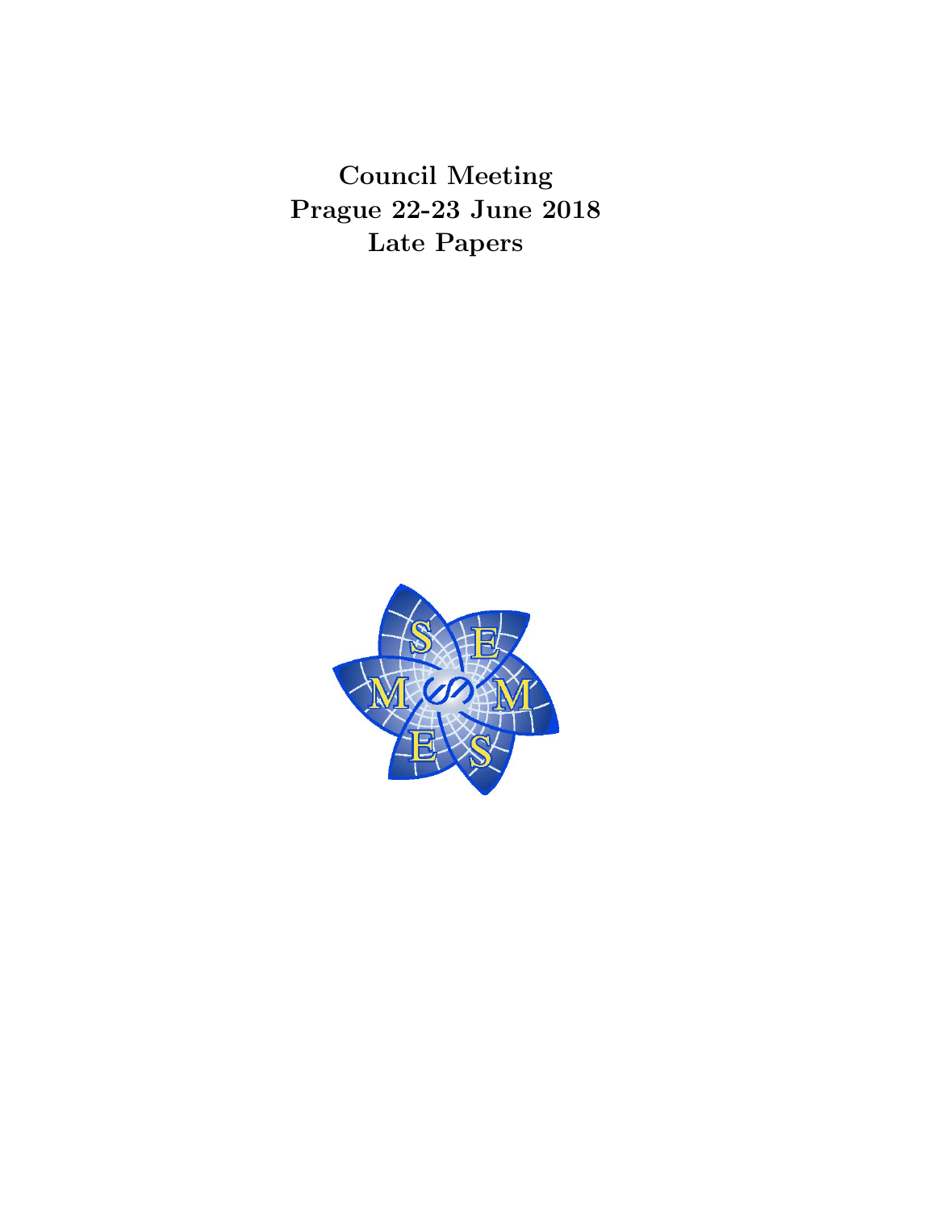# Council Meeting
# Prague 22-23 June 2018
# Late Papers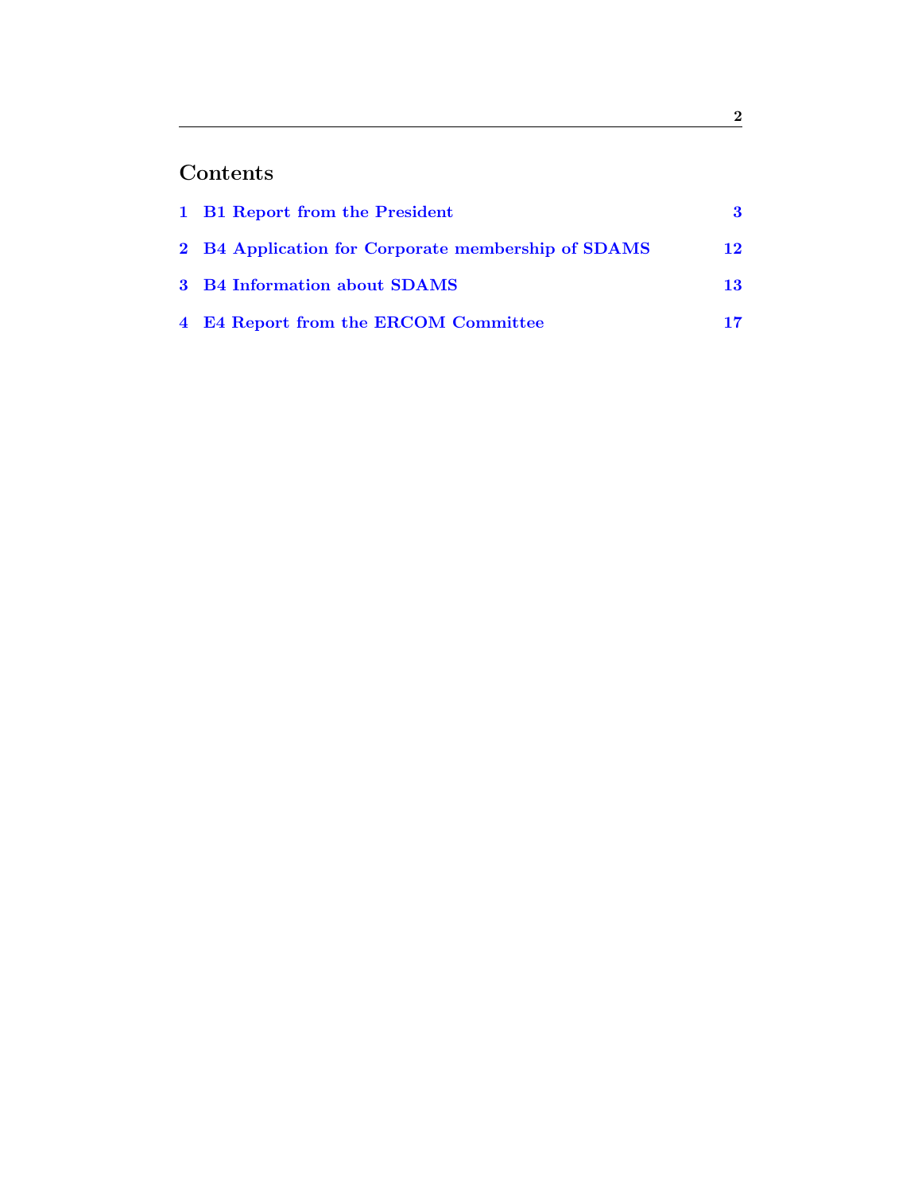# Contents

1 B1 Report from the President 3

2 B4 Application for Corporate membership of SDAMS 12

3 B4 Information about SDAMS 13

4 E4 Report from the ERCOM Committee 17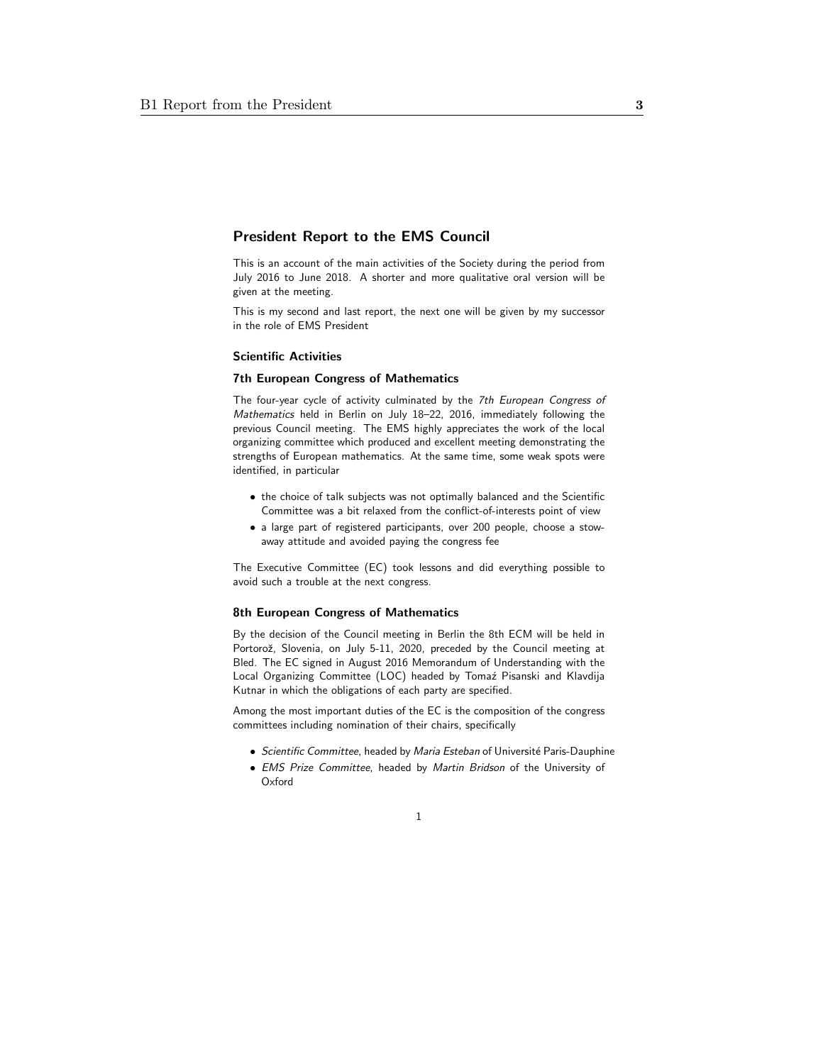## President Report to the EMS Council

This is an account of the main activities of the Society during the period from July 2016 to June 2018. A shorter and more qualitative oral version will be given at the meeting.

This is my second and last report, the next one will be given by my successor in the role of EMS President

### Scientific Activities

### 7th European Congress of Mathematics

The four-year cycle of activity culminated by the *7th European Congress of Mathematics* held in Berlin on July 18–22, 2016, immediately following the previous Council meeting. The EMS highly appreciates the work of the local organizing committee which produced and excellent meeting demonstrating the strengths of European mathematics. At the same time, some weak spots were identified, in particular

- the choice of talk subjects was not optimally balanced and the Scientific Committee was a bit relaxed from the conflict-of-interests point of view
- a large part of registered participants, over 200 people, choose a stowaway attitude and avoided paying the congress fee

The Executive Committee (EC) took lessons and did everything possible to avoid such a trouble at the next congress.

### 8th European Congress of Mathematics

By the decision of the Council meeting in Berlin the 8th ECM will be held in Portorož, Slovenia, on July 5-11, 2020, preceded by the Council meeting at Bled. The EC signed in August 2016 Memorandum of Understanding with the Local Organizing Committee (LOC) headed by Tomaź Pisanski and Klavdija Kutnar in which the obligations of each party are specified.

Among the most important duties of the EC is the composition of the congress committees including nomination of their chairs, specifically

- *Scientific Committee*, headed by *Maria Esteban* of Université Paris-Dauphine
- *EMS Prize Committee*, headed by *Martin Bridson* of the University of Oxford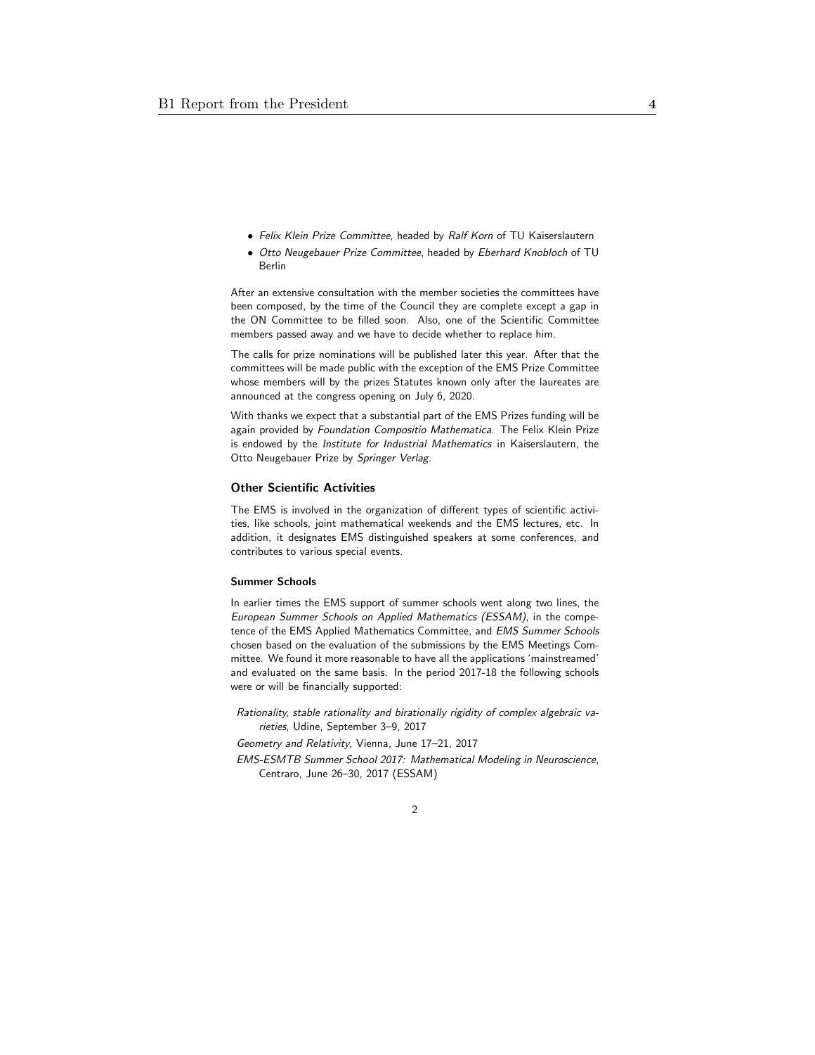- *Felix Klein Prize Committee*, headed by *Ralf Korn* of TU Kaiserslautern
- *Otto Neugebauer Prize Committee*, headed by *Eberhard Knobloch* of TU Berlin

After an extensive consultation with the member societies the committees have been composed, by the time of the Council they are complete except a gap in the ON Committee to be filled soon. Also, one of the Scientific Committee members passed away and we have to decide whether to replace him.

The calls for prize nominations will be published later this year. After that the committees will be made public with the exception of the EMS Prize Committee whose members will by the prizes Statutes known only after the laureates are announced at the congress opening on July 6, 2020.

With thanks we expect that a substantial part of the EMS Prizes funding will be again provided by *Foundation Compositio Mathematica*. The Felix Klein Prize is endowed by the *Institute for Industrial Mathematics* in Kaiserslautern, the Otto Neugebauer Prize by *Springer Verlag*.

### Other Scientific Activities

The EMS is involved in the organization of different types of scientific activities, like schools, joint mathematical weekends and the EMS lectures, etc. In addition, it designates EMS distinguished speakers at some conferences, and contributes to various special events.

#### Summer Schools

In earlier times the EMS support of summer schools went along two lines, the *European Summer Schools on Applied Mathematics (ESSAM)*, in the competence of the EMS Applied Mathematics Committee, and *EMS Summer Schools* chosen based on the evaluation of the submissions by the EMS Meetings Committee. We found it more reasonable to have all the applications 'mainstreamed' and evaluated on the same basis. In the period 2017-18 the following schools were or will be financially supported:

*Rationality, stable rationality and birationally rigidity of complex algebraic varieties*, Udine, September 3–9, 2017

*Geometry and Relativity*, Vienna, June 17–21, 2017

*EMS-ESMTB Summer School 2017: Mathematical Modeling in Neuroscience*, Centraro, June 26–30, 2017 (ESSAM)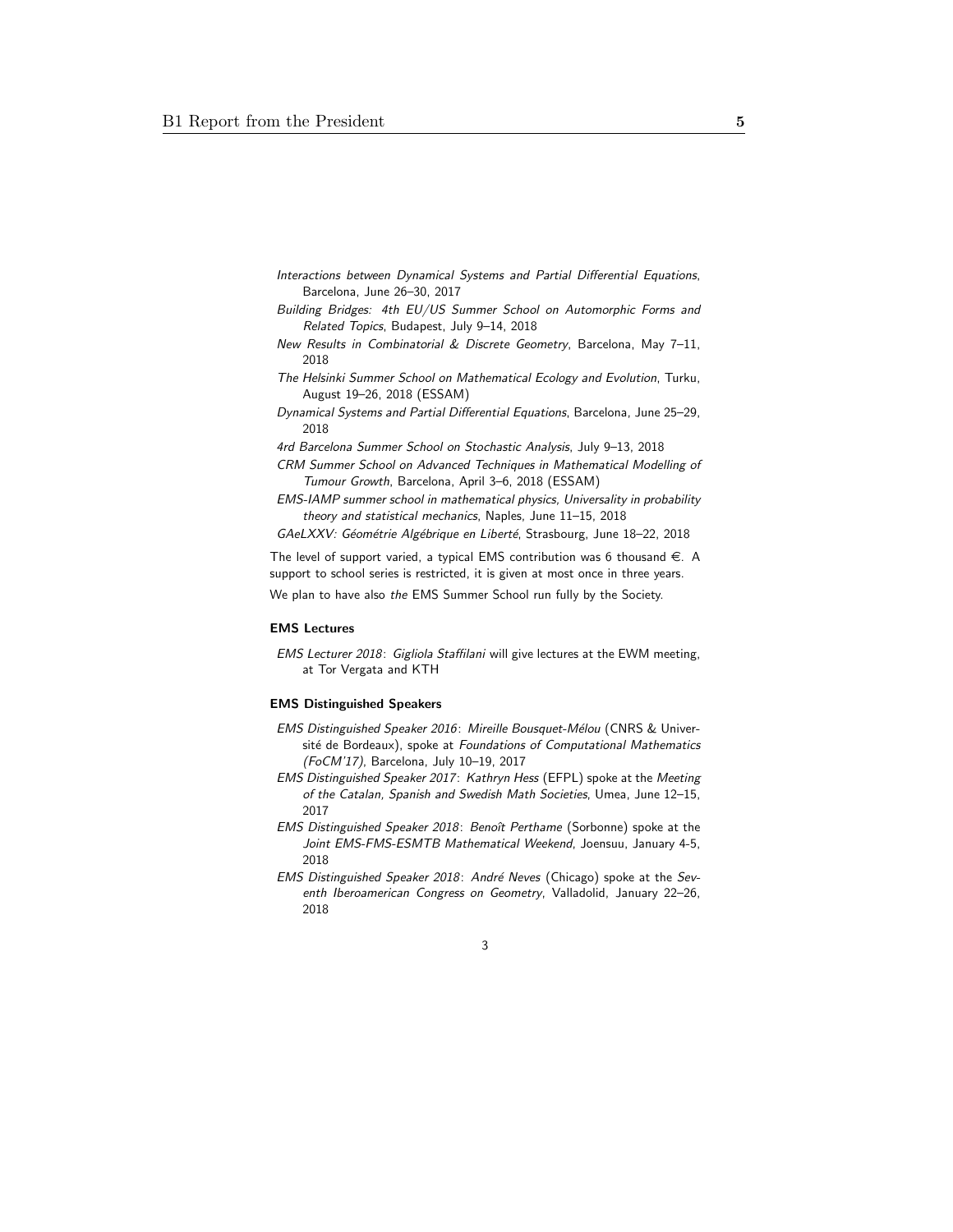*Interactions between Dynamical Systems and Partial Differential Equations*, Barcelona, June 26–30, 2017

*Building Bridges: 4th EU/US Summer School on Automorphic Forms and Related Topics*, Budapest, July 9–14, 2018

*New Results in Combinatorial & Discrete Geometry*, Barcelona, May 7–11, 2018

*The Helsinki Summer School on Mathematical Ecology and Evolution*, Turku, August 19–26, 2018 (ESSAM)

*Dynamical Systems and Partial Differential Equations*, Barcelona, June 25–29, 2018

*4rd Barcelona Summer School on Stochastic Analysis*, July 9–13, 2018

*CRM Summer School on Advanced Techniques in Mathematical Modelling of Tumour Growth*, Barcelona, April 3–6, 2018 (ESSAM)

*EMS-IAMP summer school in mathematical physics, Universality in probability theory and statistical mechanics*, Naples, June 11–15, 2018

*GAeLXXV: Géométrie Algébrique en Liberté*, Strasbourg, June 18–22, 2018

The level of support varied, a typical EMS contribution was 6 thousand €. A support to school series is restricted, it is given at most once in three years.

We plan to have also *the* EMS Summer School run fully by the Society.

### EMS Lectures

*EMS Lecturer 2018*: *Gigliola Staffilani* will give lectures at the EWM meeting, at Tor Vergata and KTH

### EMS Distinguished Speakers

*EMS Distinguished Speaker 2016*: *Mireille Bousquet-Mélou* (CNRS & Université de Bordeaux), spoke at *Foundations of Computational Mathematics (FoCM'17)*, Barcelona, July 10–19, 2017

*EMS Distinguished Speaker 2017*: *Kathryn Hess* (EFPL) spoke at the *Meeting of the Catalan, Spanish and Swedish Math Societies*, Umea, June 12–15, 2017

*EMS Distinguished Speaker 2018*: *Benoît Perthame* (Sorbonne) spoke at the *Joint EMS-FMS-ESMTB Mathematical Weekend*, Joensuu, January 4-5, 2018

*EMS Distinguished Speaker 2018*: *André Neves* (Chicago) spoke at the *Seventh Iberoamerican Congress on Geometry*, Valladolid, January 22–26, 2018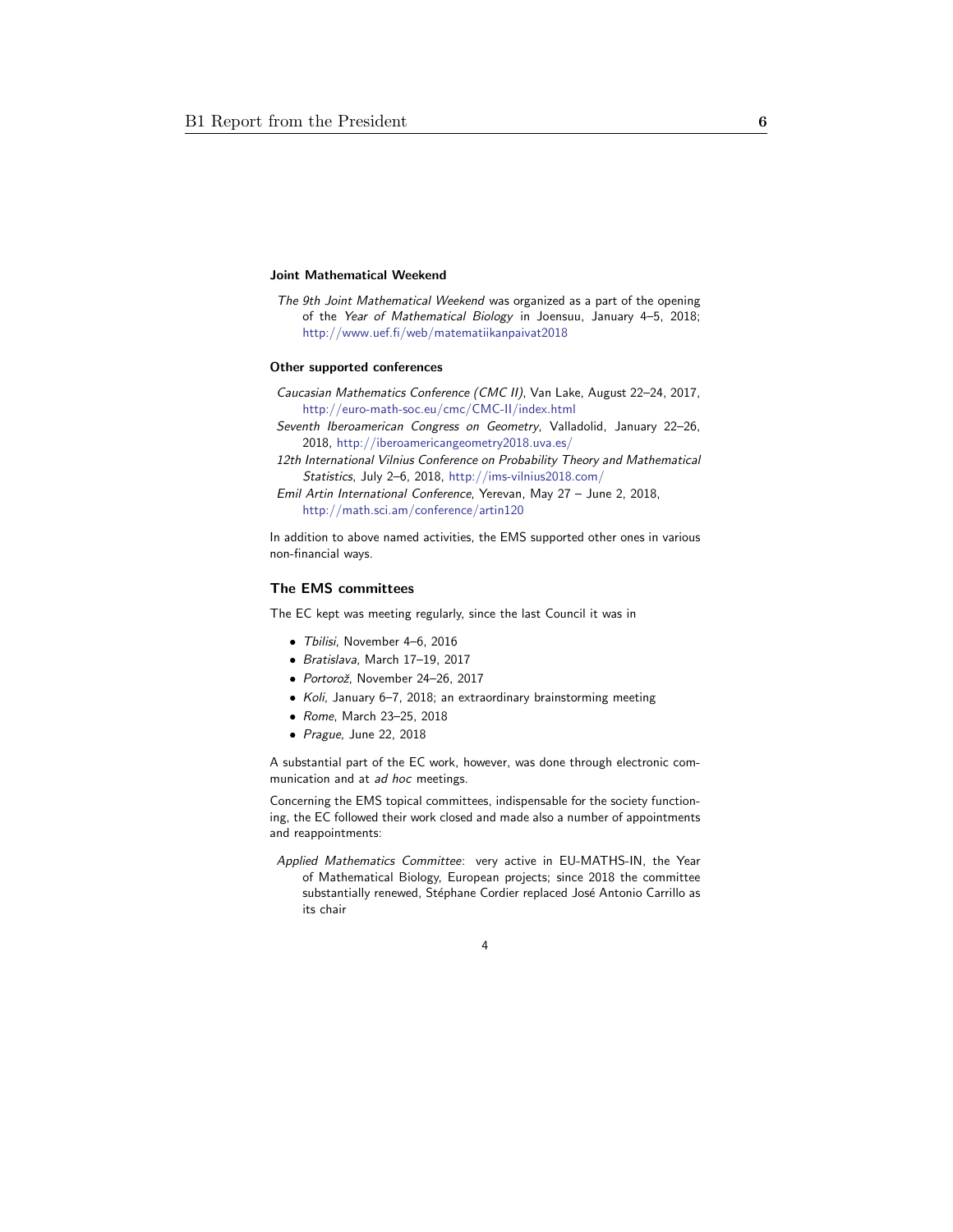#### Joint Mathematical Weekend

*The 9th Joint Mathematical Weekend* was organized as a part of the opening of the *Year of Mathematical Biology* in Joensuu, January 4–5, 2018; http://www.uef.fi/web/matematiikanpaivat2018

#### Other supported conferences

*Caucasian Mathematics Conference (CMC II)*, Van Lake, August 22–24, 2017, http://euro-math-soc.eu/cmc/CMC-II/index.html

*Seventh Iberoamerican Congress on Geometry*, Valladolid, January 22–26, 2018, http://iberoamericangeometry2018.uva.es/

*12th International Vilnius Conference on Probability Theory and Mathematical Statistics*, July 2–6, 2018, http://ims-vilnius2018.com/

*Emil Artin International Conference*, Yerevan, May 27 – June 2, 2018, http://math.sci.am/conference/artin120

In addition to above named activities, the EMS supported other ones in various non-financial ways.

### The EMS committees

The EC kept was meeting regularly, since the last Council it was in

- *Tbilisi*, November 4–6, 2016
- *Bratislava*, March 17–19, 2017
- *Portorož*, November 24–26, 2017
- *Koli*, January 6–7, 2018; an extraordinary brainstorming meeting
- *Rome*, March 23–25, 2018
- *Prague*, June 22, 2018

A substantial part of the EC work, however, was done through electronic communication and at *ad hoc* meetings.

Concerning the EMS topical committees, indispensable for the society functioning, the EC followed their work closed and made also a number of appointments and reappointments:

*Applied Mathematics Committee*: very active in EU-MATHS-IN, the Year of Mathematical Biology, European projects; since 2018 the committee substantially renewed, Stéphane Cordier replaced José Antonio Carrillo as its chair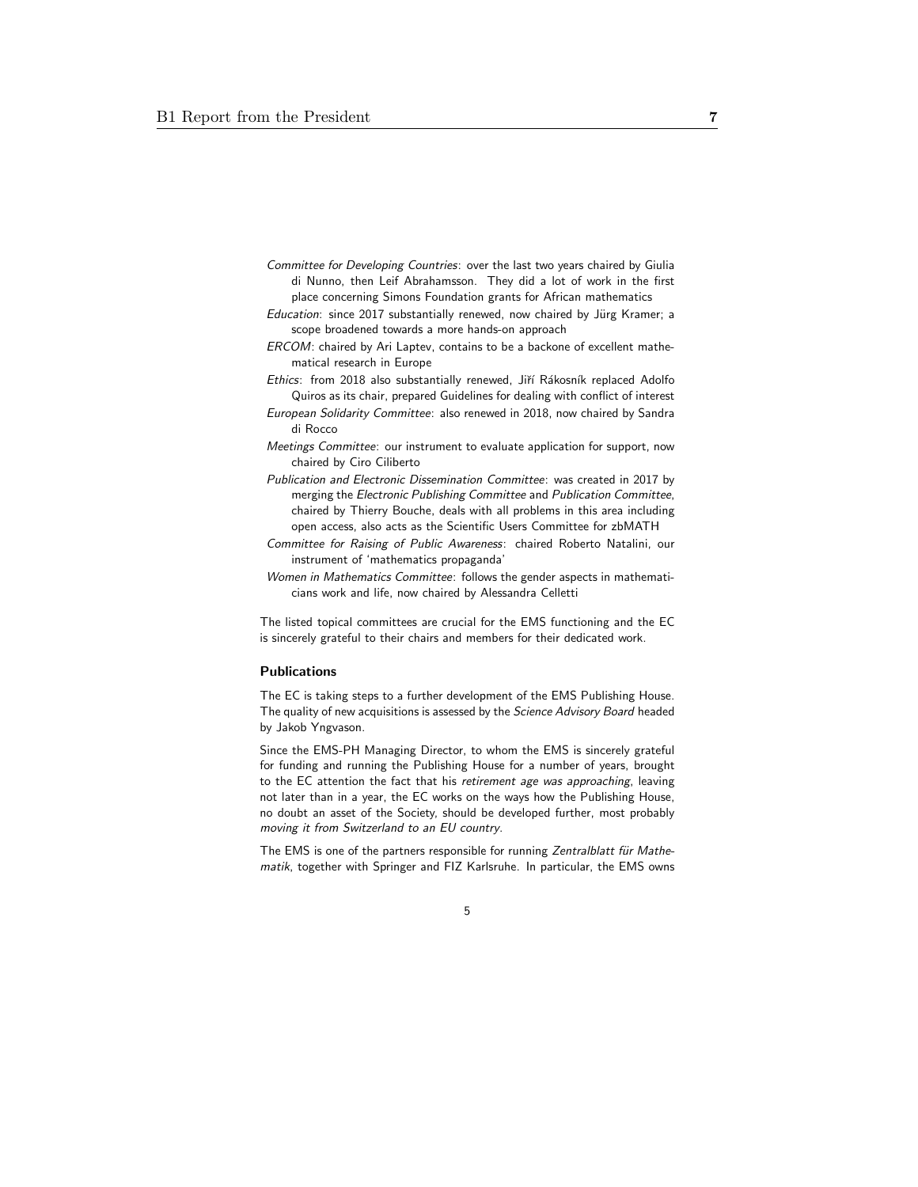*Committee for Developing Countries*: over the last two years chaired by Giulia di Nunno, then Leif Abrahamsson. They did a lot of work in the first place concerning Simons Foundation grants for African mathematics

*Education*: since 2017 substantially renewed, now chaired by Jürg Kramer; a scope broadened towards a more hands-on approach

*ERCOM*: chaired by Ari Laptev, contains to be a backone of excellent mathematical research in Europe

*Ethics*: from 2018 also substantially renewed, Jiří Rákosník replaced Adolfo Quiros as its chair, prepared Guidelines for dealing with conflict of interest

*European Solidarity Committee*: also renewed in 2018, now chaired by Sandra di Rocco

*Meetings Committee*: our instrument to evaluate application for support, now chaired by Ciro Ciliberto

*Publication and Electronic Dissemination Committee*: was created in 2017 by merging the *Electronic Publishing Committee* and *Publication Committee*, chaired by Thierry Bouche, deals with all problems in this area including open access, also acts as the Scientific Users Committee for zbMATH

*Committee for Raising of Public Awareness*: chaired Roberto Natalini, our instrument of 'mathematics propaganda'

*Women in Mathematics Committee*: follows the gender aspects in mathematicians work and life, now chaired by Alessandra Celletti

The listed topical committees are crucial for the EMS functioning and the EC is sincerely grateful to their chairs and members for their dedicated work.

### Publications

The EC is taking steps to a further development of the EMS Publishing House. The quality of new acquisitions is assessed by the *Science Advisory Board* headed by Jakob Yngvason.

Since the EMS-PH Managing Director, to whom the EMS is sincerely grateful for funding and running the Publishing House for a number of years, brought to the EC attention the fact that his *retirement age was approaching*, leaving not later than in a year, the EC works on the ways how the Publishing House, no doubt an asset of the Society, should be developed further, most probably *moving it from Switzerland to an EU country*.

The EMS is one of the partners responsible for running *Zentralblatt für Mathematik*, together with Springer and FIZ Karlsruhe. In particular, the EMS owns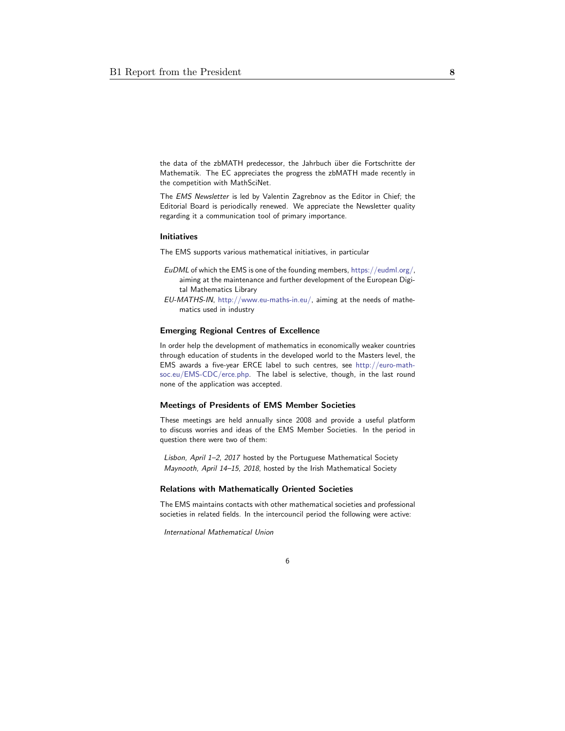the data of the zbMATH predecessor, the Jahrbuch über die Fortschritte der Mathematik. The EC appreciates the progress the zbMATH made recently in the competition with MathSciNet.

The *EMS Newsletter* is led by Valentin Zagrebnov as the Editor in Chief; the Editorial Board is periodically renewed. We appreciate the Newsletter quality regarding it a communication tool of primary importance.

### Initiatives

The EMS supports various mathematical initiatives, in particular

- *EuDML* of which the EMS is one of the founding members, https://eudml.org/, aiming at the maintenance and further development of the European Digital Mathematics Library
- *EU-MATHS-IN*, http://www.eu-maths-in.eu/, aiming at the needs of mathematics used in industry

### Emerging Regional Centres of Excellence

In order help the development of mathematics in economically weaker countries through education of students in the developed world to the Masters level, the EMS awards a five-year ERCE label to such centres, see http://euro-math-soc.eu/EMS-CDC/erce.php. The label is selective, though, in the last round none of the application was accepted.

### Meetings of Presidents of EMS Member Societies

These meetings are held annually since 2008 and provide a useful platform to discuss worries and ideas of the EMS Member Societies. In the period in question there were two of them:

*Lisbon, April 1–2, 2017* hosted by the Portuguese Mathematical Society
*Maynooth, April 14–15, 2018*, hosted by the Irish Mathematical Society

### Relations with Mathematically Oriented Societies

The EMS maintains contacts with other mathematical societies and professional societies in related fields. In the intercouncil period the following were active:

*International Mathematical Union*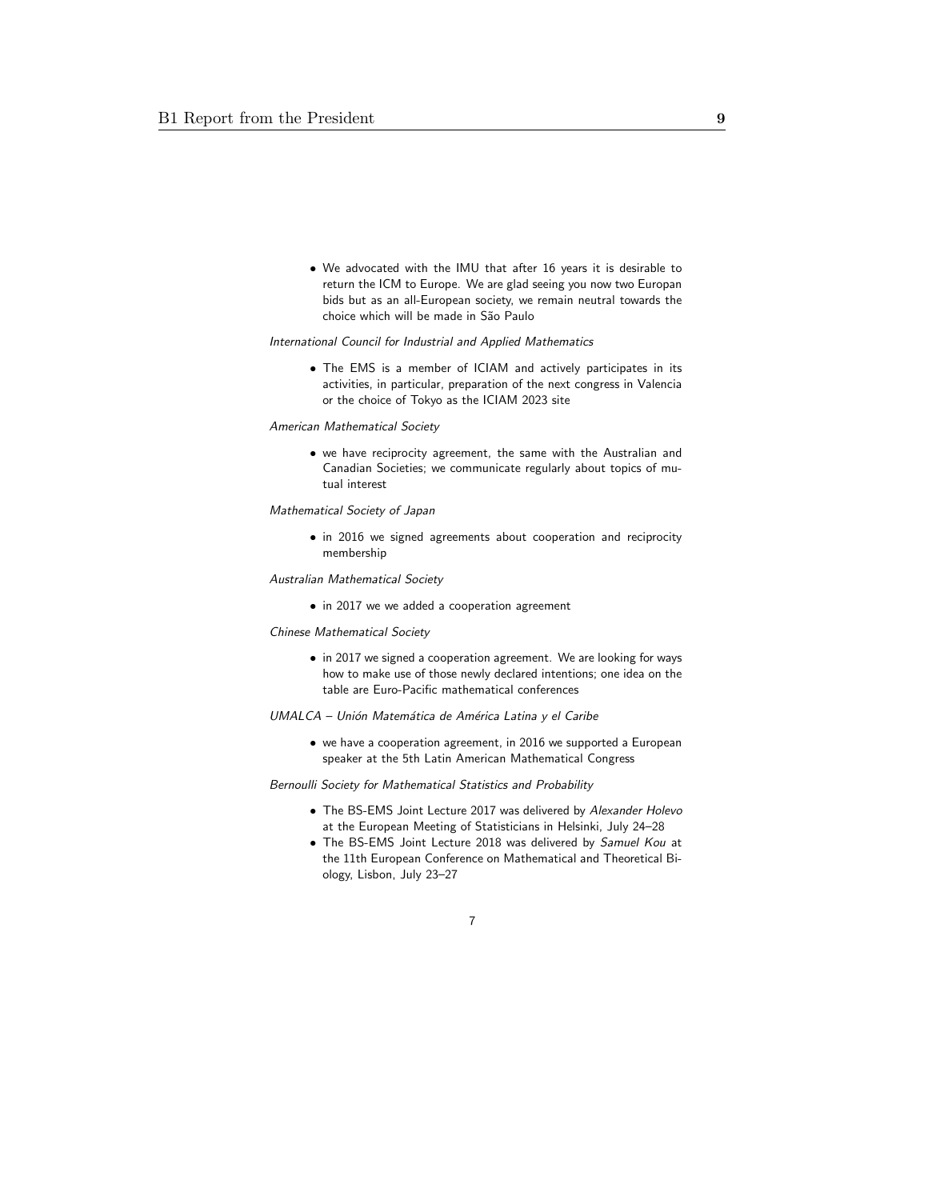- We advocated with the IMU that after 16 years it is desirable to return the ICM to Europe. We are glad seeing you now two Europan bids but as an all-European society, we remain neutral towards the choice which will be made in São Paulo

*International Council for Industrial and Applied Mathematics*

- The EMS is a member of ICIAM and actively participates in its activities, in particular, preparation of the next congress in Valencia or the choice of Tokyo as the ICIAM 2023 site

*American Mathematical Society*

- we have reciprocity agreement, the same with the Australian and Canadian Societies; we communicate regularly about topics of mutual interest

*Mathematical Society of Japan*

- in 2016 we signed agreements about cooperation and reciprocity membership

*Australian Mathematical Society*

- in 2017 we we added a cooperation agreement

*Chinese Mathematical Society*

- in 2017 we signed a cooperation agreement. We are looking for ways how to make use of those newly declared intentions; one idea on the table are Euro-Pacific mathematical conferences

*UMALCA – Unión Matemática de América Latina y el Caribe*

- we have a cooperation agreement, in 2016 we supported a European speaker at the 5th Latin American Mathematical Congress

*Bernoulli Society for Mathematical Statistics and Probability*

- The BS-EMS Joint Lecture 2017 was delivered by *Alexander Holevo* at the European Meeting of Statisticians in Helsinki, July 24–28
- The BS-EMS Joint Lecture 2018 was delivered by *Samuel Kou* at the 11th European Conference on Mathematical and Theoretical Biology, Lisbon, July 23–27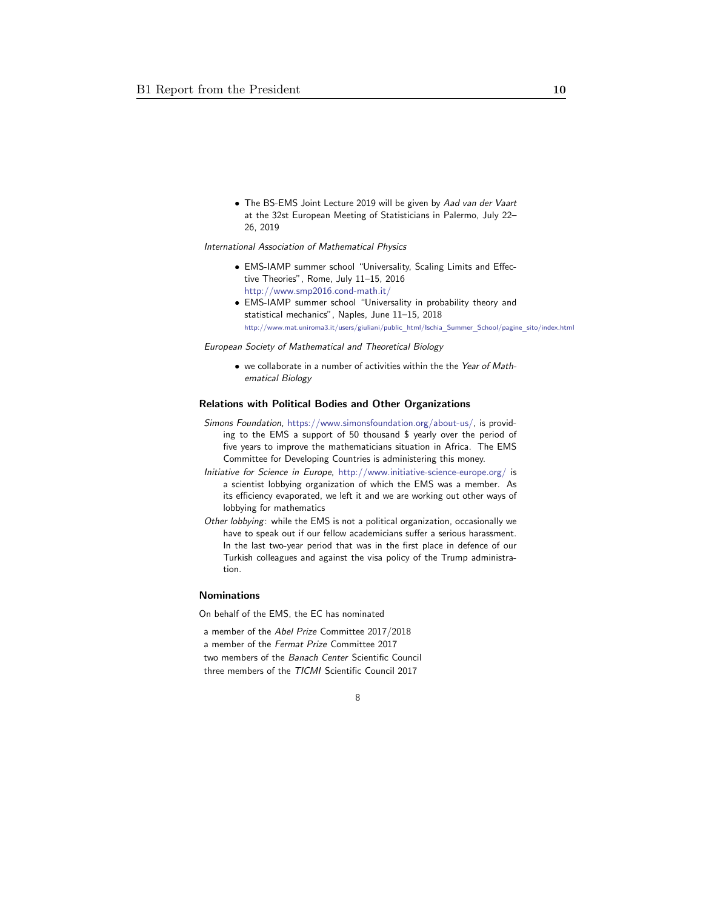- The BS-EMS Joint Lecture 2019 will be given by *Aad van der Vaart* at the 32st European Meeting of Statisticians in Palermo, July 22–26, 2019

*International Association of Mathematical Physics*

- EMS-IAMP summer school "Universality, Scaling Limits and Effective Theories", Rome, July 11–15, 2016 http://www.smp2016.cond-math.it/
- EMS-IAMP summer school "Universality in probability theory and statistical mechanics", Naples, June 11–15, 2018 http://www.mat.uniroma3.it/users/giuliani/public_html/Ischia_Summer_School/pagine_sito/index.html

*European Society of Mathematical and Theoretical Biology*

- we collaborate in a number of activities within the the *Year of Mathematical Biology*

### Relations with Political Bodies and Other Organizations

*Simons Foundation*, https://www.simonsfoundation.org/about-us/, is providing to the EMS a support of 50 thousand $ yearly over the period of five years to improve the mathematicians situation in Africa. The EMS Committee for Developing Countries is administering this money.

*Initiative for Science in Europe*, http://www.initiative-science-europe.org/ is a scientist lobbying organization of which the EMS was a member. As its efficiency evaporated, we left it and we are working out other ways of lobbying for mathematics

*Other lobbying*: while the EMS is not a political organization, occasionally we have to speak out if our fellow academicians suffer a serious harassment. In the last two-year period that was in the first place in defence of our Turkish colleagues and against the visa policy of the Trump administration.

### Nominations

On behalf of the EMS, the EC has nominated

a member of the *Abel Prize* Committee 2017/2018
a member of the *Fermat Prize* Committee 2017
two members of the *Banach Center* Scientific Council
three members of the *TICMI* Scientific Council 2017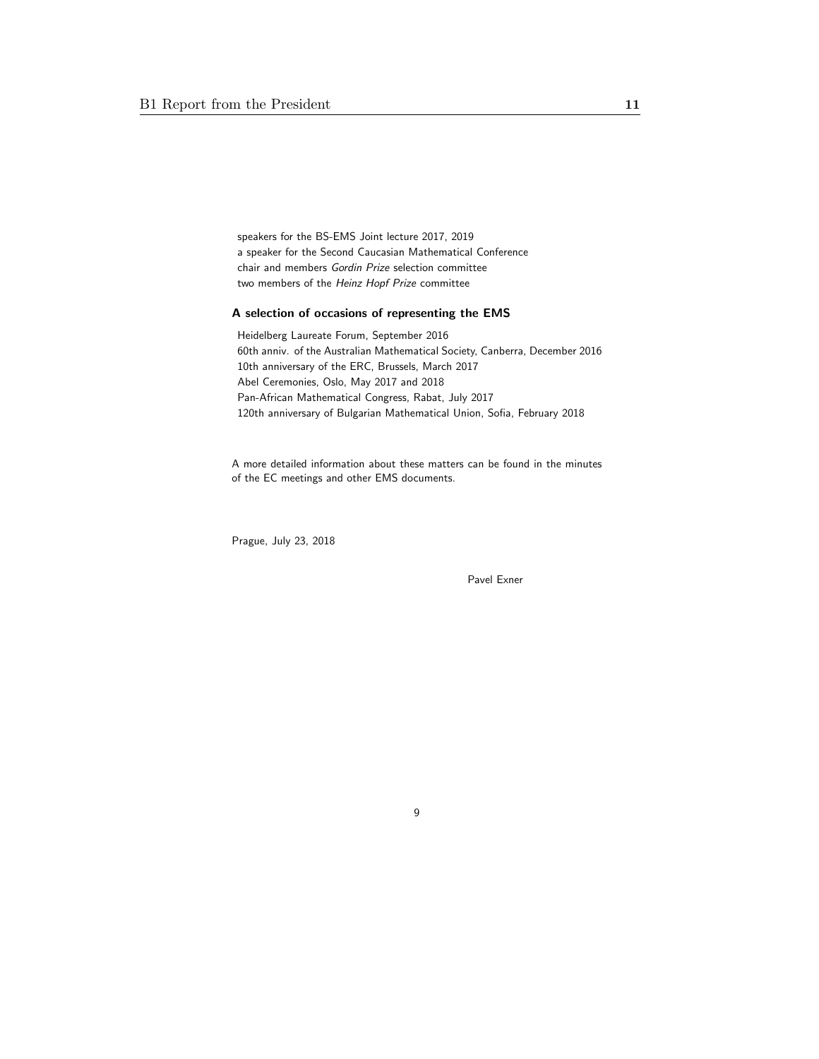speakers for the BS-EMS Joint lecture 2017, 2019
a speaker for the Second Caucasian Mathematical Conference
chair and members *Gordin Prize* selection committee
two members of the *Heinz Hopf Prize* committee

### A selection of occasions of representing the EMS

Heidelberg Laureate Forum, September 2016
60th anniv. of the Australian Mathematical Society, Canberra, December 2016
10th anniversary of the ERC, Brussels, March 2017
Abel Ceremonies, Oslo, May 2017 and 2018
Pan-African Mathematical Congress, Rabat, July 2017
120th anniversary of Bulgarian Mathematical Union, Sofia, February 2018

A more detailed information about these matters can be found in the minutes of the EC meetings and other EMS documents.

Prague, July 23, 2018

Pavel Exner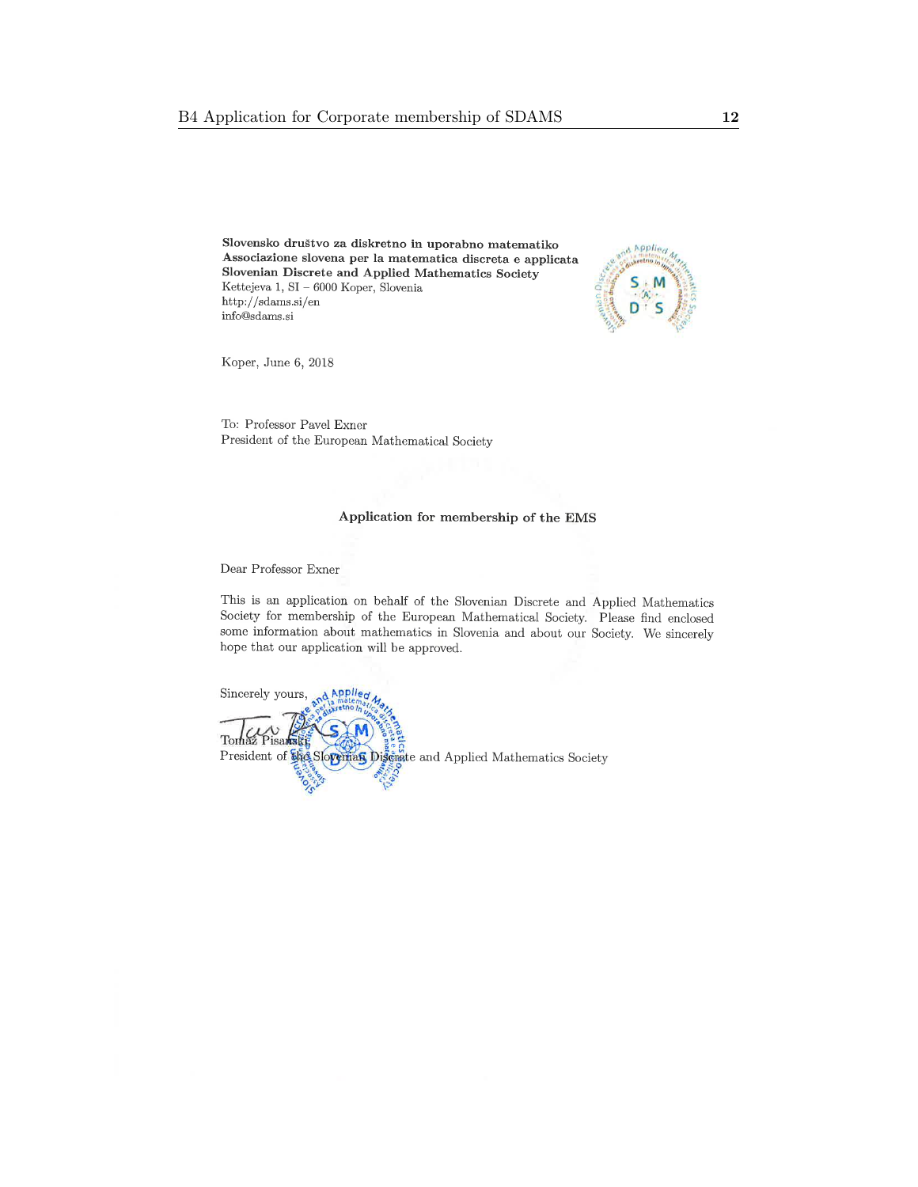**Slovensko društvo za diskretno in uporabno matematiko**
**Associazione slovena per la matematica discreta e applicata**
**Slovenian Discrete and Applied Mathematics Society**
Kettejeva 1, SI – 6000 Koper, Slovenia
http://sdams.si/en
info@sdams.si

Koper, June 6, 2018

To: Professor Pavel Exner
President of the European Mathematical Society

**Application for membership of the EMS**

Dear Professor Exner

This is an application on behalf of the Slovenian Discrete and Applied Mathematics Society for membership of the European Mathematical Society. Please find enclosed some information about mathematics in Slovenia and about our Society. We sincerely hope that our application will be approved.

Sincerely yours,

Tomaž Pisanski
President of the Slovenian Discrete and Applied Mathematics Society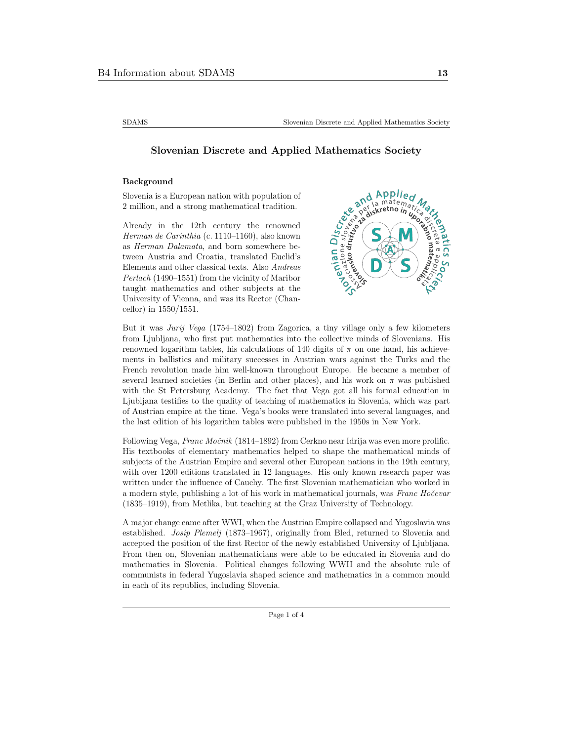# Slovenian Discrete and Applied Mathematics Society

### Background

Slovenia is a European nation with population of 2 million, and a strong mathematical tradition.

Already in the 12th century the renowned *Herman de Carinthia* (c. 1110–1160), also known as *Herman Dalamata*, and born somewhere between Austria and Croatia, translated Euclid's Elements and other classical texts. Also *Andreas Perlach* (1490–1551) from the vicinity of Maribor taught mathematics and other subjects at the University of Vienna, and was its Rector (Chancellor) in 1550/1551.

But it was *Jurij Vega* (1754–1802) from Zagorica, a tiny village only a few kilometers from Ljubljana, who first put mathematics into the collective minds of Slovenians. His renowned logarithm tables, his calculations of 140 digits of $\pi$ on one hand, his achievements in ballistics and military successes in Austrian wars against the Turks and the French revolution made him well-known throughout Europe. He became a member of several learned societies (in Berlin and other places), and his work on $\pi$ was published with the St Petersburg Academy. The fact that Vega got all his formal education in Ljubljana testifies to the quality of teaching of mathematics in Slovenia, which was part of Austrian empire at the time. Vega's books were translated into several languages, and the last edition of his logarithm tables were published in the 1950s in New York.

Following Vega, *Franc Močnik* (1814–1892) from Cerkno near Idrija was even more prolific. His textbooks of elementary mathematics helped to shape the mathematical minds of subjects of the Austrian Empire and several other European nations in the 19th century, with over 1200 editions translated in 12 languages. His only known research paper was written under the influence of Cauchy. The first Slovenian mathematician who worked in a modern style, publishing a lot of his work in mathematical journals, was *Franc Hočevar* (1835–1919), from Metlika, but teaching at the Graz University of Technology.

A major change came after WWI, when the Austrian Empire collapsed and Yugoslavia was established. *Josip Plemelj* (1873–1967), originally from Bled, returned to Slovenia and accepted the position of the first Rector of the newly established University of Ljubljana. From then on, Slovenian mathematicians were able to be educated in Slovenia and do mathematics in Slovenia. Political changes following WWII and the absolute rule of communists in federal Yugoslavia shaped science and mathematics in a common mould in each of its republics, including Slovenia.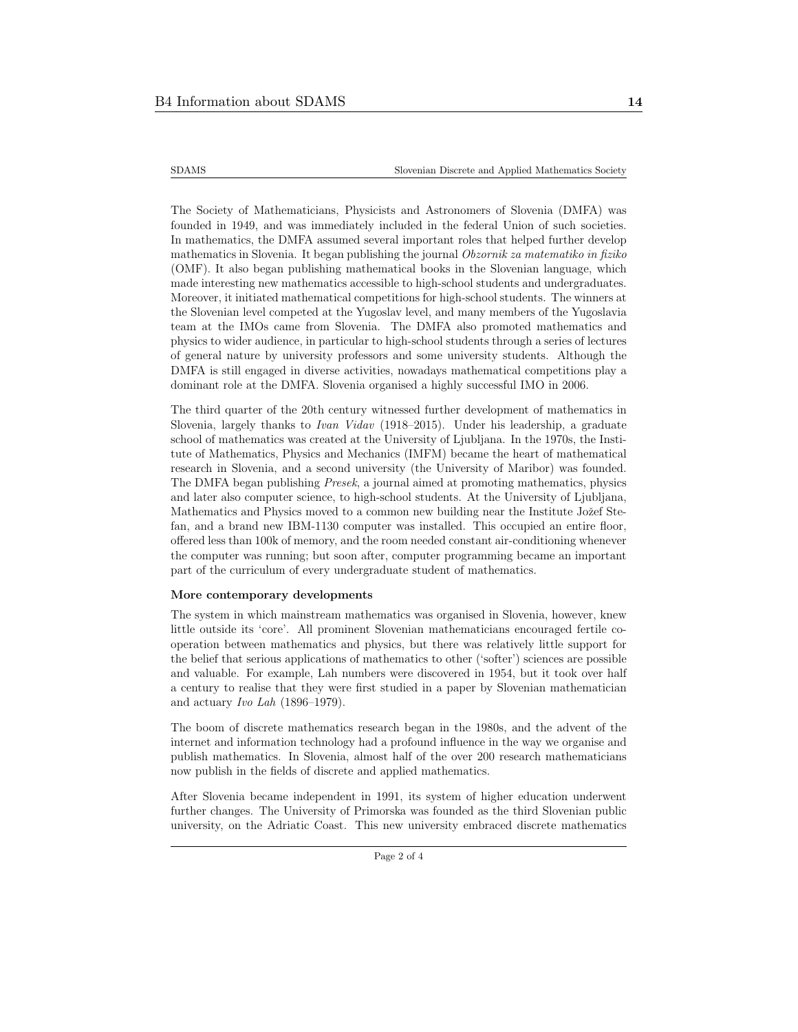The Society of Mathematicians, Physicists and Astronomers of Slovenia (DMFA) was founded in 1949, and was immediately included in the federal Union of such societies. In mathematics, the DMFA assumed several important roles that helped further develop mathematics in Slovenia. It began publishing the journal *Obzornik za matematiko in fiziko* (OMF). It also began publishing mathematical books in the Slovenian language, which made interesting new mathematics accessible to high-school students and undergraduates. Moreover, it initiated mathematical competitions for high-school students. The winners at the Slovenian level competed at the Yugoslav level, and many members of the Yugoslavia team at the IMOs came from Slovenia. The DMFA also promoted mathematics and physics to wider audience, in particular to high-school students through a series of lectures of general nature by university professors and some university students. Although the DMFA is still engaged in diverse activities, nowadays mathematical competitions play a dominant role at the DMFA. Slovenia organised a highly successful IMO in 2006.

The third quarter of the 20th century witnessed further development of mathematics in Slovenia, largely thanks to *Ivan Vidav* (1918–2015). Under his leadership, a graduate school of mathematics was created at the University of Ljubljana. In the 1970s, the Institute of Mathematics, Physics and Mechanics (IMFM) became the heart of mathematical research in Slovenia, and a second university (the University of Maribor) was founded. The DMFA began publishing *Presek*, a journal aimed at promoting mathematics, physics and later also computer science, to high-school students. At the University of Ljubljana, Mathematics and Physics moved to a common new building near the Institute Jožef Stefan, and a brand new IBM-1130 computer was installed. This occupied an entire floor, offered less than 100k of memory, and the room needed constant air-conditioning whenever the computer was running; but soon after, computer programming became an important part of the curriculum of every undergraduate student of mathematics.

**More contemporary developments**

The system in which mainstream mathematics was organised in Slovenia, however, knew little outside its 'core'. All prominent Slovenian mathematicians encouraged fertile cooperation between mathematics and physics, but there was relatively little support for the belief that serious applications of mathematics to other ('softer') sciences are possible and valuable. For example, Lah numbers were discovered in 1954, but it took over half a century to realise that they were first studied in a paper by Slovenian mathematician and actuary *Ivo Lah* (1896–1979).

The boom of discrete mathematics research began in the 1980s, and the advent of the internet and information technology had a profound influence in the way we organise and publish mathematics. In Slovenia, almost half of the over 200 research mathematicians now publish in the fields of discrete and applied mathematics.

After Slovenia became independent in 1991, its system of higher education underwent further changes. The University of Primorska was founded as the third Slovenian public university, on the Adriatic Coast. This new university embraced discrete mathematics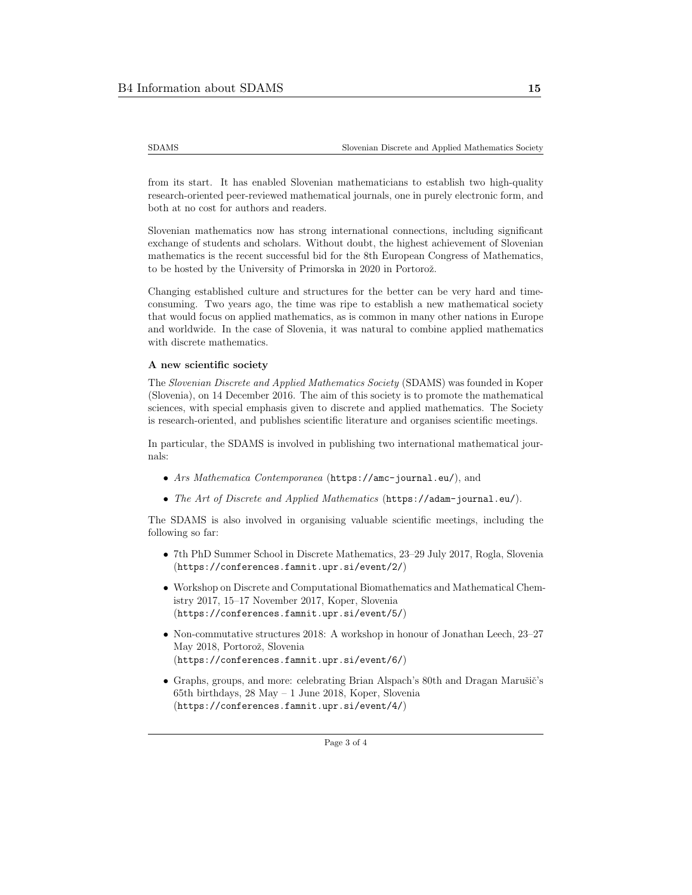from its start. It has enabled Slovenian mathematicians to establish two high-quality research-oriented peer-reviewed mathematical journals, one in purely electronic form, and both at no cost for authors and readers.

Slovenian mathematics now has strong international connections, including significant exchange of students and scholars. Without doubt, the highest achievement of Slovenian mathematics is the recent successful bid for the 8th European Congress of Mathematics, to be hosted by the University of Primorska in 2020 in Portorož.

Changing established culture and structures for the better can be very hard and time-consuming. Two years ago, the time was ripe to establish a new mathematical society that would focus on applied mathematics, as is common in many other nations in Europe and worldwide. In the case of Slovenia, it was natural to combine applied mathematics with discrete mathematics.

### A new scientific society

The *Slovenian Discrete and Applied Mathematics Society* (SDAMS) was founded in Koper (Slovenia), on 14 December 2016. The aim of this society is to promote the mathematical sciences, with special emphasis given to discrete and applied mathematics. The Society is research-oriented, and publishes scientific literature and organises scientific meetings.

In particular, the SDAMS is involved in publishing two international mathematical journals:

- *Ars Mathematica Contemporanea* (`https://amc-journal.eu/`), and
- *The Art of Discrete and Applied Mathematics* (`https://adam-journal.eu/`).

The SDAMS is also involved in organising valuable scientific meetings, including the following so far:

- 7th PhD Summer School in Discrete Mathematics, 23–29 July 2017, Rogla, Slovenia (`https://conferences.famnit.upr.si/event/2/`)
- Workshop on Discrete and Computational Biomathematics and Mathematical Chemistry 2017, 15–17 November 2017, Koper, Slovenia (`https://conferences.famnit.upr.si/event/5/`)
- Non-commutative structures 2018: A workshop in honour of Jonathan Leech, 23–27 May 2018, Portorož, Slovenia (`https://conferences.famnit.upr.si/event/6/`)
- Graphs, groups, and more: celebrating Brian Alspach's 80th and Dragan Marušič's 65th birthdays, 28 May – 1 June 2018, Koper, Slovenia (`https://conferences.famnit.upr.si/event/4/`)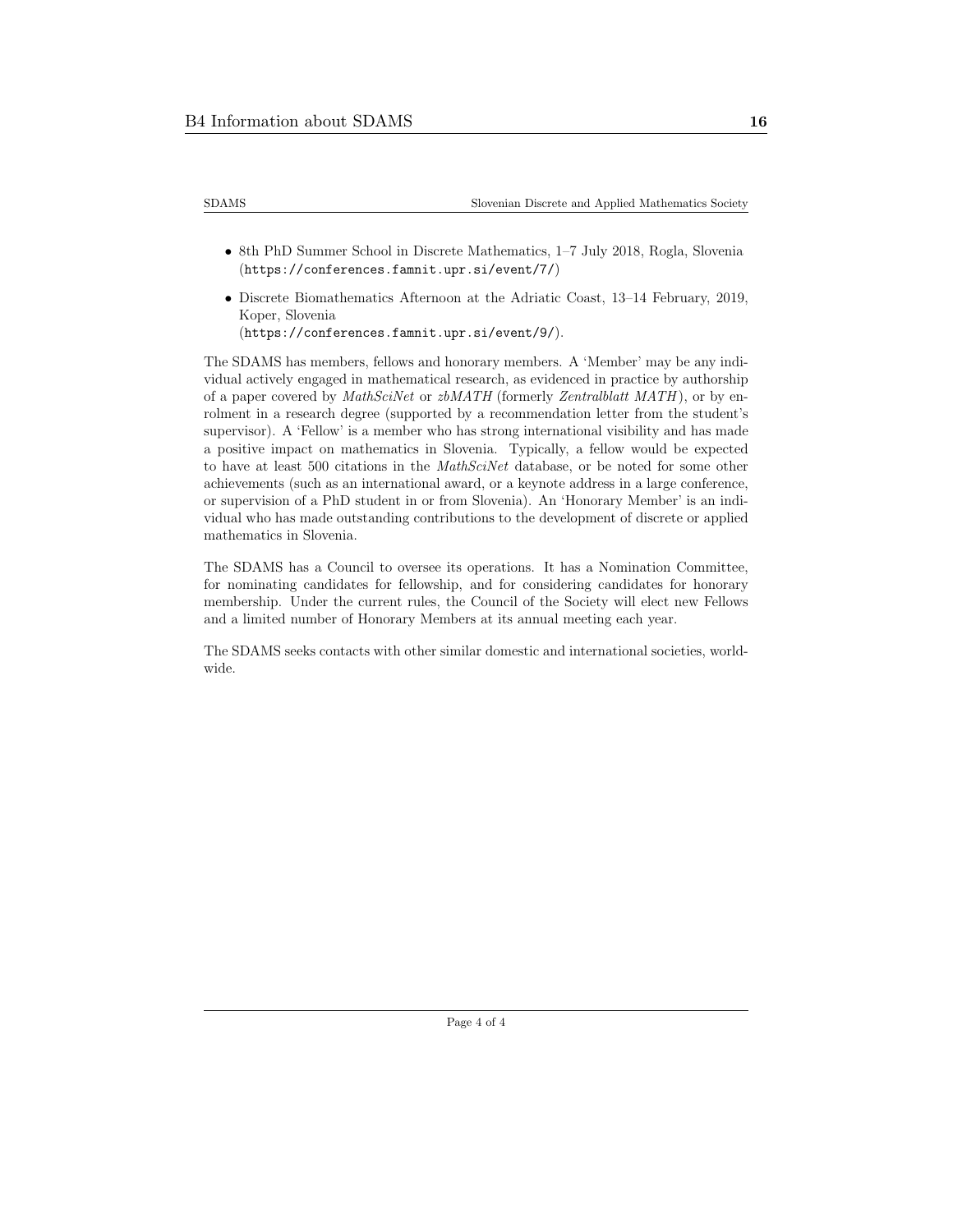- 8th PhD Summer School in Discrete Mathematics, 1–7 July 2018, Rogla, Slovenia (https://conferences.famnit.upr.si/event/7/)
- Discrete Biomathematics Afternoon at the Adriatic Coast, 13–14 February, 2019, Koper, Slovenia (https://conferences.famnit.upr.si/event/9/).

The SDAMS has members, fellows and honorary members. A 'Member' may be any individual actively engaged in mathematical research, as evidenced in practice by authorship of a paper covered by *MathSciNet* or *zbMATH* (formerly *Zentralblatt MATH*), or by enrolment in a research degree (supported by a recommendation letter from the student's supervisor). A 'Fellow' is a member who has strong international visibility and has made a positive impact on mathematics in Slovenia. Typically, a fellow would be expected to have at least 500 citations in the *MathSciNet* database, or be noted for some other achievements (such as an international award, or a keynote address in a large conference, or supervision of a PhD student in or from Slovenia). An 'Honorary Member' is an individual who has made outstanding contributions to the development of discrete or applied mathematics in Slovenia.

The SDAMS has a Council to oversee its operations. It has a Nomination Committee, for nominating candidates for fellowship, and for considering candidates for honorary membership. Under the current rules, the Council of the Society will elect new Fellows and a limited number of Honorary Members at its annual meeting each year.

The SDAMS seeks contacts with other similar domestic and international societies, worldwide.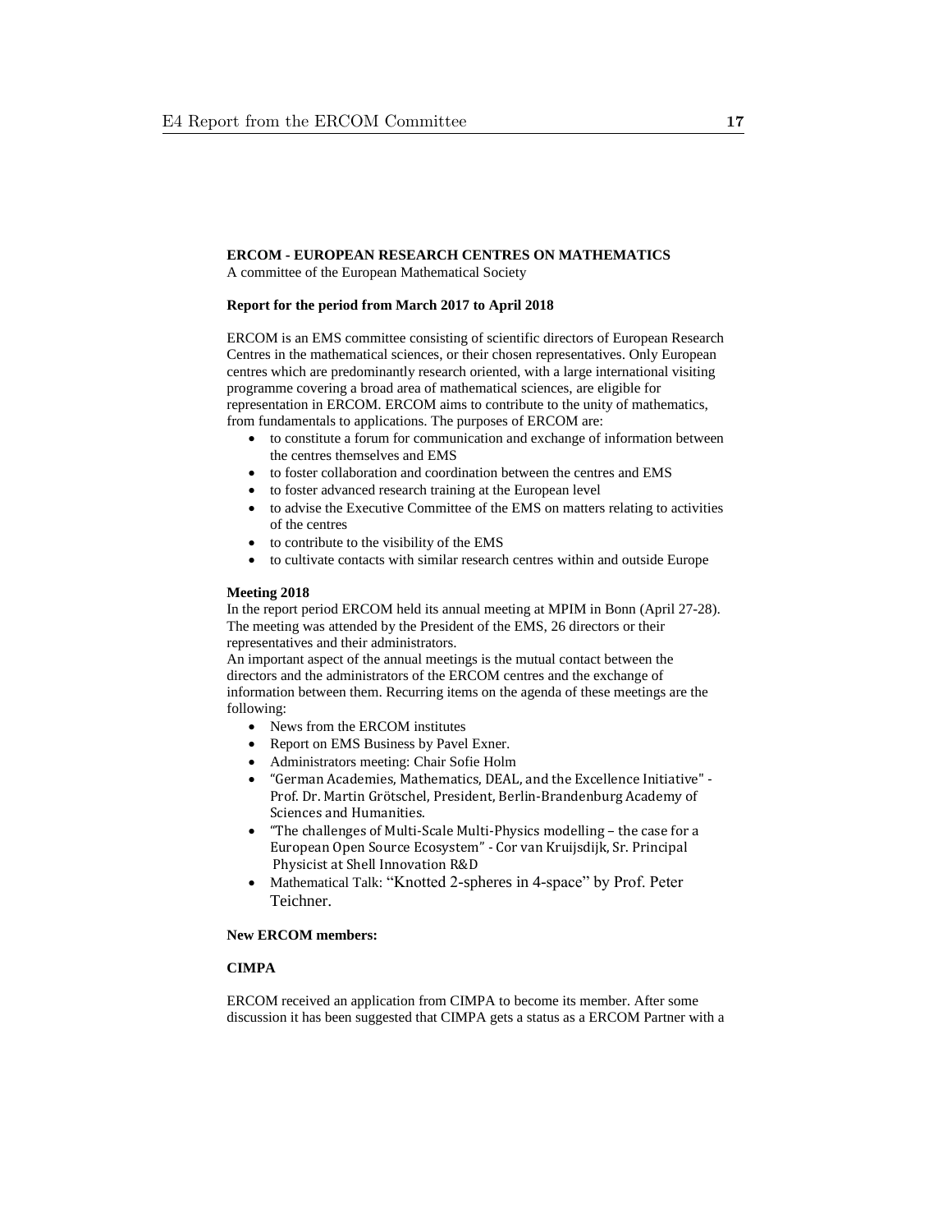**ERCOM - EUROPEAN RESEARCH CENTRES ON MATHEMATICS**
A committee of the European Mathematical Society

**Report for the period from March 2017 to April 2018**

ERCOM is an EMS committee consisting of scientific directors of European Research Centres in the mathematical sciences, or their chosen representatives. Only European centres which are predominantly research oriented, with a large international visiting programme covering a broad area of mathematical sciences, are eligible for representation in ERCOM. ERCOM aims to contribute to the unity of mathematics, from fundamentals to applications. The purposes of ERCOM are:

- to constitute a forum for communication and exchange of information between the centres themselves and EMS
- to foster collaboration and coordination between the centres and EMS
- to foster advanced research training at the European level
- to advise the Executive Committee of the EMS on matters relating to activities of the centres
- to contribute to the visibility of the EMS
- to cultivate contacts with similar research centres within and outside Europe

**Meeting 2018**

In the report period ERCOM held its annual meeting at MPIM in Bonn (April 27-28). The meeting was attended by the President of the EMS, 26 directors or their representatives and their administrators.

An important aspect of the annual meetings is the mutual contact between the directors and the administrators of the ERCOM centres and the exchange of information between them. Recurring items on the agenda of these meetings are the following:

- News from the ERCOM institutes
- Report on EMS Business by Pavel Exner.
- Administrators meeting: Chair Sofie Holm
- "German Academies, Mathematics, DEAL, and the Excellence Initiative" - Prof. Dr. Martin Grötschel, President, Berlin-Brandenburg Academy of Sciences and Humanities.
- "The challenges of Multi-Scale Multi-Physics modelling – the case for a European Open Source Ecosystem" - Cor van Kruijsdijk, Sr. Principal Physicist at Shell Innovation R&D
- Mathematical Talk: "Knotted 2-spheres in 4-space" by Prof. Peter Teichner.

**New ERCOM members:**

**CIMPA**

ERCOM received an application from CIMPA to become its member. After some discussion it has been suggested that CIMPA gets a status as a ERCOM Partner with a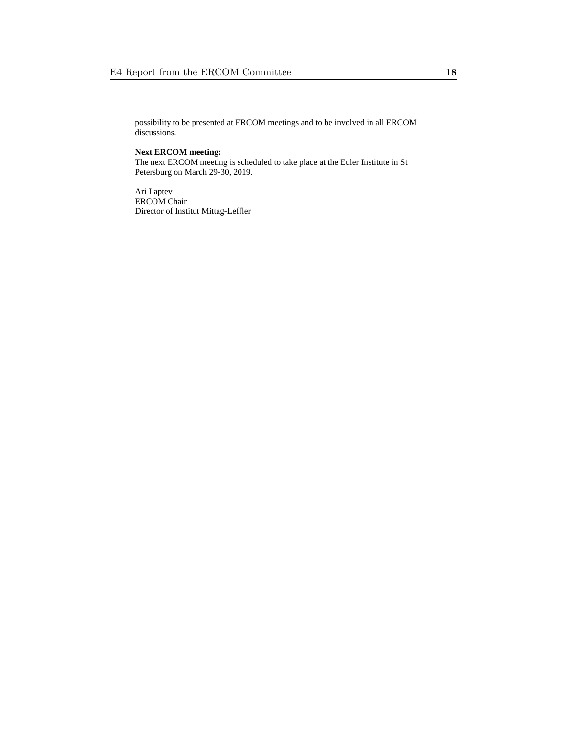possibility to be presented at ERCOM meetings and to be involved in all ERCOM discussions.

**Next ERCOM meeting:**
The next ERCOM meeting is scheduled to take place at the Euler Institute in St Petersburg on March 29-30, 2019.

Ari Laptev
ERCOM Chair
Director of Institut Mittag-Leffler